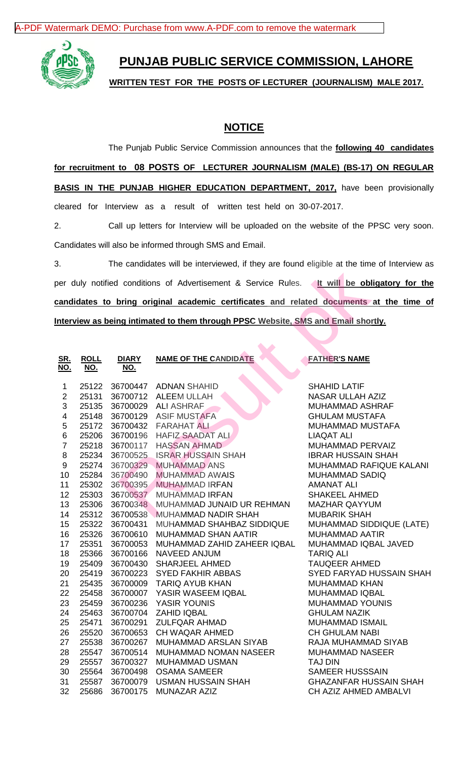# PUNJAB PUBLIC SERVICE COMMISSION, LAHORE

**WRITTEN TEST FOR THE POSTS OF LECTURER (JOURNALISM) MALE 2017.**

## NOTICE

The Punjab Public Service Commission announces that the **following 40 candidates for recruitment to 08 POSTS OF LECTURER JOURNALISM (MALE) (BS-17) ON REGULAR BASIS IN THE PUNJAB HIGHER EDUCATION DEPARTMENT, 2017,** have been provisionally cleared for Interview as a result of written test held on 30-07-2017.

2. Call up letters for Interview will be uploaded on the website of the PPSC very soon. Candidates will also be informed through SMS and Email.

3. The candidates will be interviewed, if they are found eligible at the time of Interview as per duly notified conditions of Advertisement & Service Rules. **It will be obligatory for the candidates to bring original academic certificates and related documents at the time of Interview as being intimated to them through PPSC Website, SMS and Email shortly.**

| SR. NO. | ROLL NO. | DIARY NO. | NAME OF THE CANDIDATE | FATHER'S NAME |
|---|---|---|---|---|
| 1 | 25122 | 36700447 | ADNAN SHAHID | SHAHID LATIF |
| 2 | 25131 | 36700712 | ALEEM ULLAH | NASAR ULLAH AZIZ |
| 3 | 25135 | 36700029 | ALI ASHRAF | MUHAMMAD ASHRAF |
| 4 | 25148 | 36700129 | ASIF MUSTAFA | GHULAM MUSTAFA |
| 5 | 25172 | 36700432 | FARAHAT ALI | MUHAMMAD MUSTAFA |
| 6 | 25206 | 36700196 | HAFIZ SAADAT ALI | LIAQAT ALI |
| 7 | 25218 | 36700117 | HASSAN AHMAD | MUHAMMAD PERVAIZ |
| 8 | 25234 | 36700525 | ISRAR HUSSAIN SHAH | IBRAR HUSSAIN SHAH |
| 9 | 25274 | 36700329 | MUHAMMAD ANS | MUHAMMAD RAFIQUE KALANI |
| 10 | 25284 | 36700490 | MUHAMMAD AWAIS | MUHAMMAD SADIQ |
| 11 | 25302 | 36700395 | MUHAMMAD IRFAN | AMANAT ALI |
| 12 | 25303 | 36700537 | MUHAMMAD IRFAN | SHAKEEL AHMED |
| 13 | 25306 | 36700348 | MUHAMMAD JUNAID UR REHMAN | MAZHAR QAYYUM |
| 14 | 25312 | 36700538 | MUHAMMAD NADIR SHAH | MUBARIK SHAH |
| 15 | 25322 | 36700431 | MUHAMMAD SHAHBAZ SIDDIQUE | MUHAMMAD SIDDIQUE (LATE) |
| 16 | 25326 | 36700610 | MUHAMMAD SHAN AATIR | MUHAMMAD AATIR |
| 17 | 25351 | 36700053 | MUHAMMAD ZAHID ZAHEER IQBAL | MUHAMMAD IQBAL JAVED |
| 18 | 25366 | 36700166 | NAVEED ANJUM | TARIQ ALI |
| 19 | 25409 | 36700430 | SHARJEEL AHMED | TAUQEER AHMED |
| 20 | 25419 | 36700223 | SYED FAKHIR ABBAS | SYED FARYAD HUSSAIN SHAH |
| 21 | 25435 | 36700009 | TARIQ AYUB KHAN | MUHAMMAD KHAN |
| 22 | 25458 | 36700007 | YASIR WASEEM IQBAL | MUHAMMAD IQBAL |
| 23 | 25459 | 36700236 | YASIR YOUNIS | MUHAMMAD YOUNIS |
| 24 | 25463 | 36700704 | ZAHID IQBAL | GHULAM NAZIK |
| 25 | 25471 | 36700291 | ZULFQAR AHMAD | MUHAMMAD ISMAIL |
| 26 | 25520 | 36700653 | CH WAQAR AHMED | CH GHULAM NABI |
| 27 | 25538 | 36700267 | MUHAMMAD ARSLAN SIYAB | RAJA MUHAMMAD SIYAB |
| 28 | 25547 | 36700514 | MUHAMMAD NOMAN NASEER | MUHAMMAD NASEER |
| 29 | 25557 | 36700327 | MUHAMMAD USMAN | TAJ DIN |
| 30 | 25564 | 36700498 | OSAMA SAMEER | SAMEER HUSSSAIN |
| 31 | 25587 | 36700079 | USMAN HUSSAIN SHAH | GHAZANFAR HUSSAIN SHAH |
| 32 | 25686 | 36700175 | MUNAZAR AZIZ | CH AZIZ AHMED AMBALVI |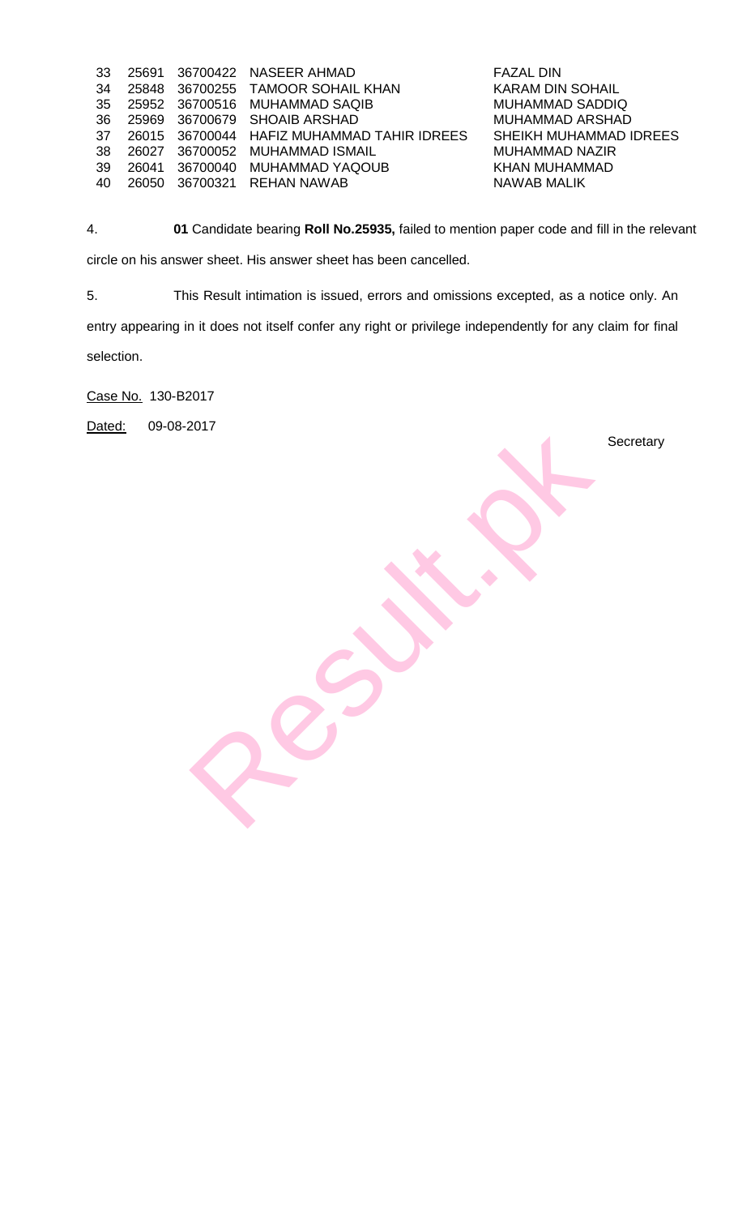| | | | | |
|---|---|---|---|---|
| 33 | 25691 | 36700422 | NASEER AHMAD | FAZAL DIN |
| 34 | 25848 | 36700255 | TAMOOR SOHAIL KHAN | KARAM DIN SOHAIL |
| 35 | 25952 | 36700516 | MUHAMMAD SAQIB | MUHAMMAD SADDIQ |
| 36 | 25969 | 36700679 | SHOAIB ARSHAD | MUHAMMAD ARSHAD |
| 37 | 26015 | 36700044 | HAFIZ MUHAMMAD TAHIR IDREES | SHEIKH MUHAMMAD IDREES |
| 38 | 26027 | 36700052 | MUHAMMAD ISMAIL | MUHAMMAD NAZIR |
| 39 | 26041 | 36700040 | MUHAMMAD YAQOUB | KHAN MUHAMMAD |
| 40 | 26050 | 36700321 | REHAN NAWAB | NAWAB MALIK |

4. **01** Candidate bearing **Roll No.25935,** failed to mention paper code and fill in the relevant circle on his answer sheet. His answer sheet has been cancelled.

5. This Result intimation is issued, errors and omissions excepted, as a notice only. An entry appearing in it does not itself confer any right or privilege independently for any claim for final selection.

Case No. 130-B2017

Dated: 09-08-2017

Secretary